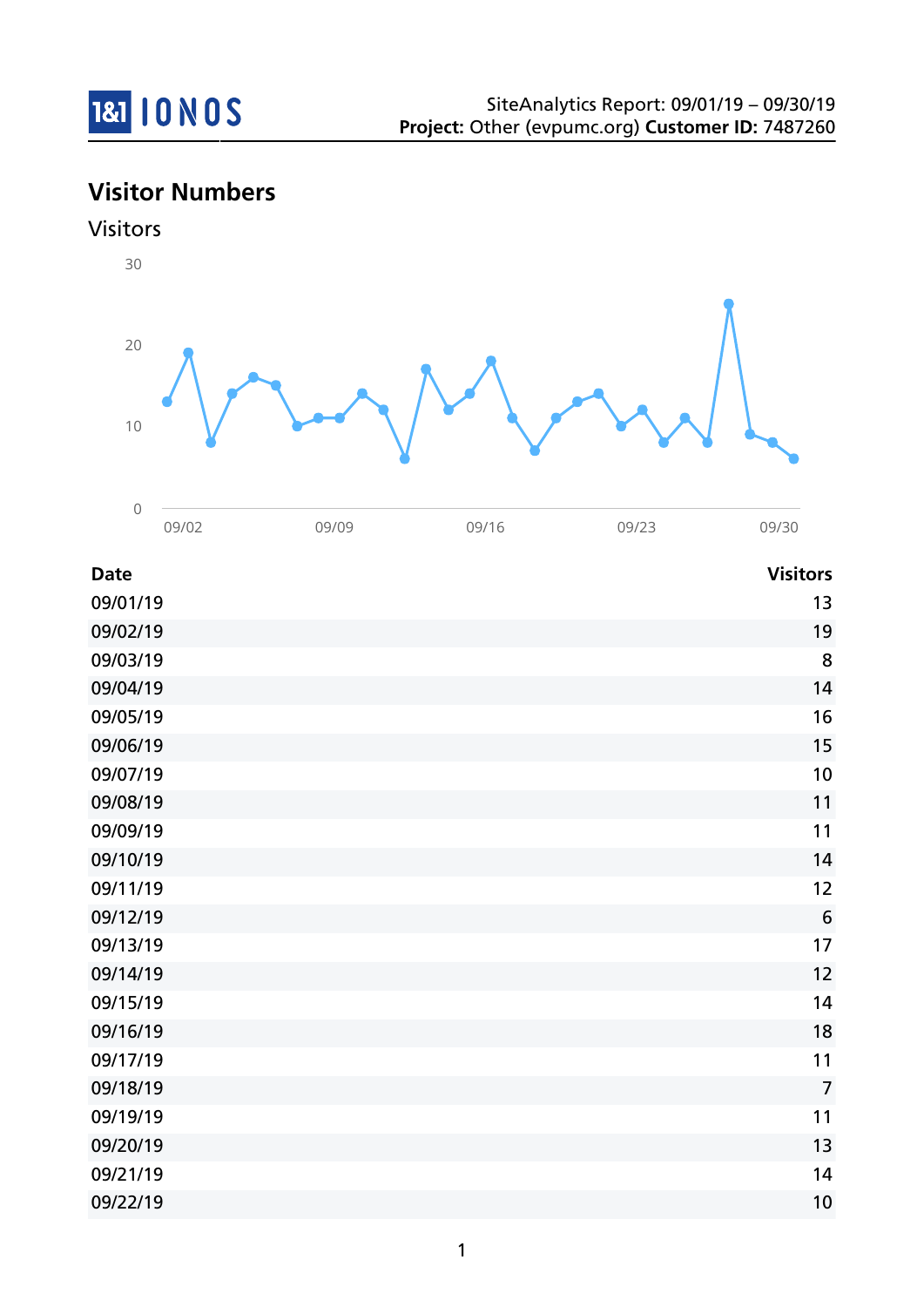SiteAnalytics Report: 09/01/19 – 09/30/19
**Project:** Other (evpumc.org) **Customer ID:** 7487260

## Visitor Numbers

### Visitors

| Date | Visitors |
|---|---:|
| 09/01/19 | 13 |
| 09/02/19 | 19 |
| 09/03/19 | 8 |
| 09/04/19 | 14 |
| 09/05/19 | 16 |
| 09/06/19 | 15 |
| 09/07/19 | 10 |
| 09/08/19 | 11 |
| 09/09/19 | 11 |
| 09/10/19 | 14 |
| 09/11/19 | 12 |
| 09/12/19 | 6 |
| 09/13/19 | 17 |
| 09/14/19 | 12 |
| 09/15/19 | 14 |
| 09/16/19 | 18 |
| 09/17/19 | 11 |
| 09/18/19 | 7 |
| 09/19/19 | 11 |
| 09/20/19 | 13 |
| 09/21/19 | 14 |
| 09/22/19 | 10 |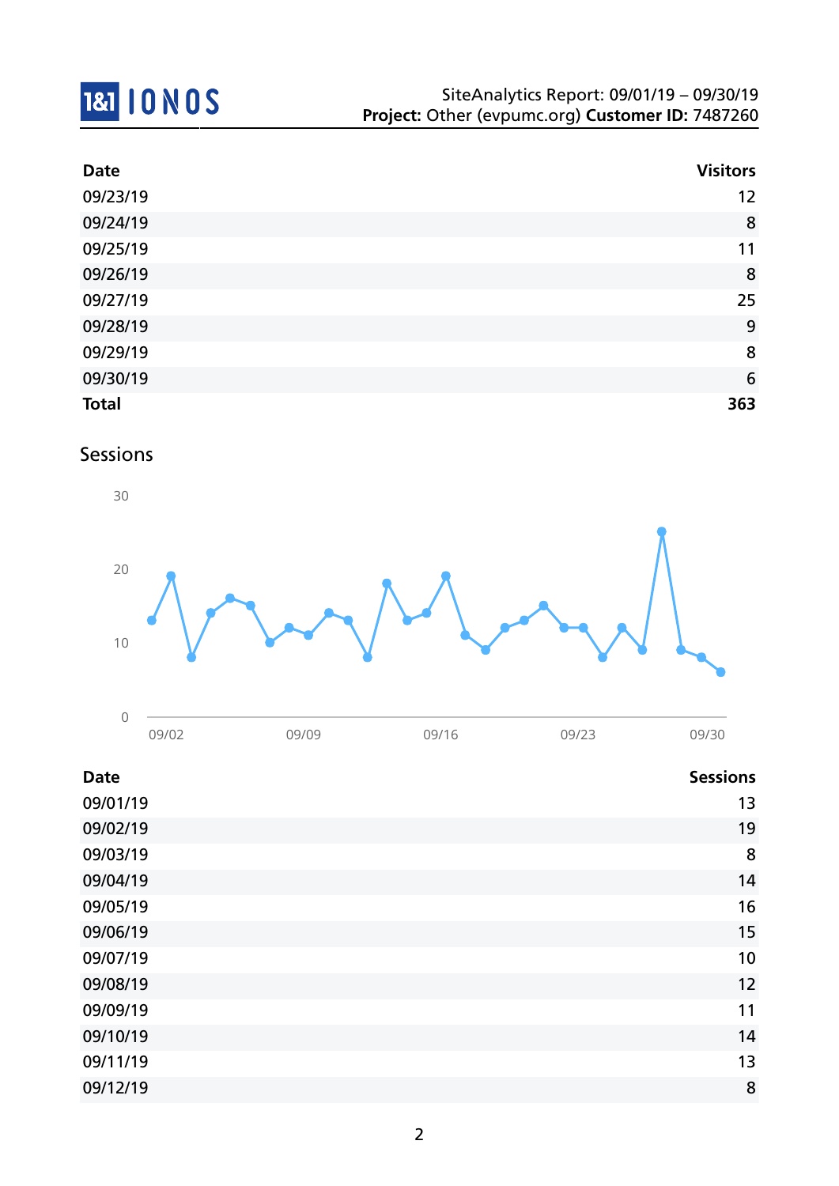| Date | Visitors |
|---|---|
| 09/23/19 | 12 |
| 09/24/19 | 8 |
| 09/25/19 | 11 |
| 09/26/19 | 8 |
| 09/27/19 | 25 |
| 09/28/19 | 9 |
| 09/29/19 | 8 |
| 09/30/19 | 6 |
| **Total** | **363** |

## Sessions

| Date | Sessions |
|---|---|
| 09/01/19 | 13 |
| 09/02/19 | 19 |
| 09/03/19 | 8 |
| 09/04/19 | 14 |
| 09/05/19 | 16 |
| 09/06/19 | 15 |
| 09/07/19 | 10 |
| 09/08/19 | 12 |
| 09/09/19 | 11 |
| 09/10/19 | 14 |
| 09/11/19 | 13 |
| 09/12/19 | 8 |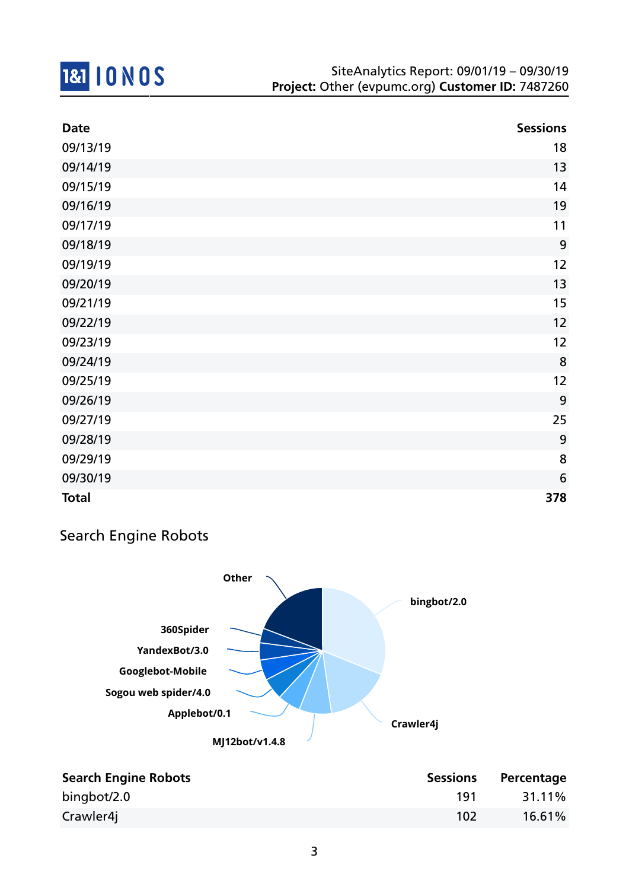| Date | Sessions |
|---|---|
| 09/13/19 | 18 |
| 09/14/19 | 13 |
| 09/15/19 | 14 |
| 09/16/19 | 19 |
| 09/17/19 | 11 |
| 09/18/19 | 9 |
| 09/19/19 | 12 |
| 09/20/19 | 13 |
| 09/21/19 | 15 |
| 09/22/19 | 12 |
| 09/23/19 | 12 |
| 09/24/19 | 8 |
| 09/25/19 | 12 |
| 09/26/19 | 9 |
| 09/27/19 | 25 |
| 09/28/19 | 9 |
| 09/29/19 | 8 |
| 09/30/19 | 6 |
| **Total** | **378** |

## Search Engine Robots

Other, bingbot/2.0, 360Spider, YandexBot/3.0, Googlebot-Mobile, Sogou web spider/4.0, Applebot/0.1, MJ12bot/v1.4.8, Crawler4j

| Search Engine Robots | Sessions | Percentage |
|---|---|---|
| bingbot/2.0 | 191 | 31.11% |
| Crawler4j | 102 | 16.61% |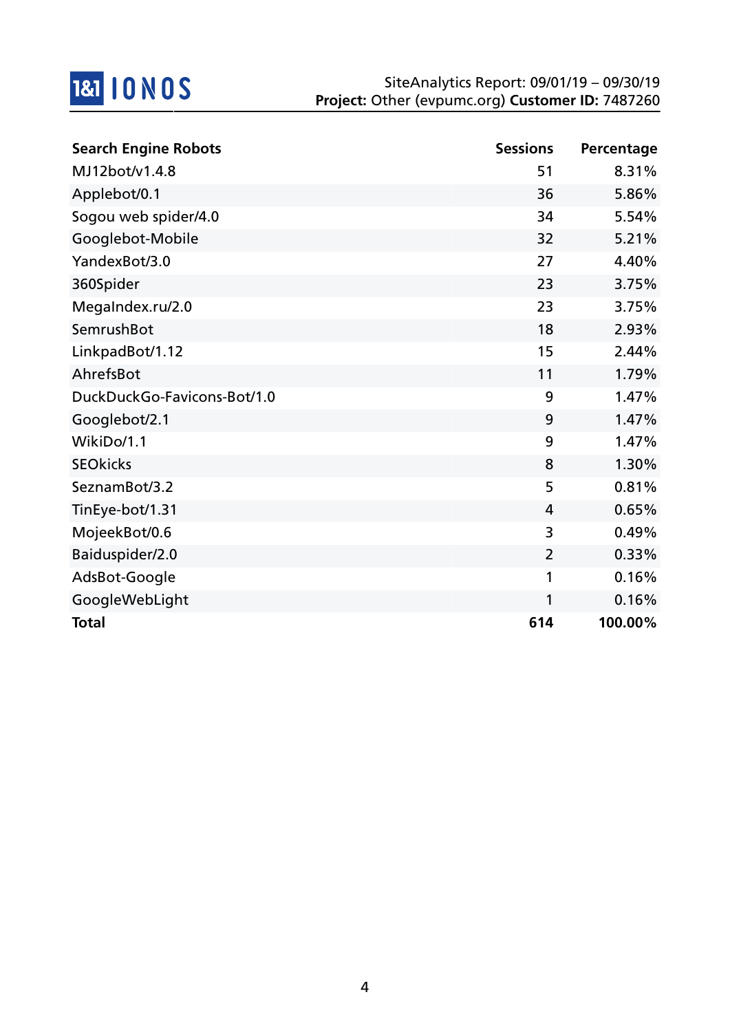| Search Engine Robots | Sessions | Percentage |
| --- | --- | --- |
| MJ12bot/v1.4.8 | 51 | 8.31% |
| Applebot/0.1 | 36 | 5.86% |
| Sogou web spider/4.0 | 34 | 5.54% |
| Googlebot-Mobile | 32 | 5.21% |
| YandexBot/3.0 | 27 | 4.40% |
| 360Spider | 23 | 3.75% |
| MegaIndex.ru/2.0 | 23 | 3.75% |
| SemrushBot | 18 | 2.93% |
| LinkpadBot/1.12 | 15 | 2.44% |
| AhrefsBot | 11 | 1.79% |
| DuckDuckGo-Favicons-Bot/1.0 | 9 | 1.47% |
| Googlebot/2.1 | 9 | 1.47% |
| WikiDo/1.1 | 9 | 1.47% |
| SEOkicks | 8 | 1.30% |
| SeznamBot/3.2 | 5 | 0.81% |
| TinEye-bot/1.31 | 4 | 0.65% |
| MojeekBot/0.6 | 3 | 0.49% |
| Baiduspider/2.0 | 2 | 0.33% |
| AdsBot-Google | 1 | 0.16% |
| GoogleWebLight | 1 | 0.16% |
| **Total** | **614** | **100.00%** |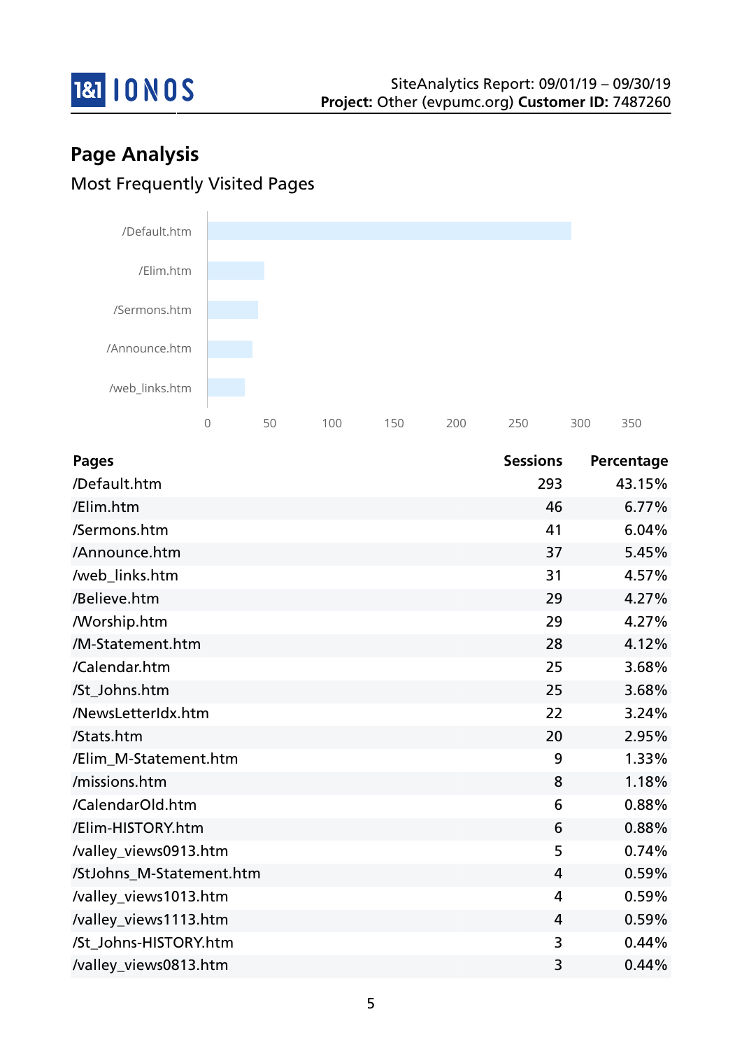## Page Analysis

### Most Frequently Visited Pages

| Pages | Sessions | Percentage |
|---|---|---|
| /Default.htm | 293 | 43.15% |
| /Elim.htm | 46 | 6.77% |
| /Sermons.htm | 41 | 6.04% |
| /Announce.htm | 37 | 5.45% |
| /web_links.htm | 31 | 4.57% |
| /Believe.htm | 29 | 4.27% |
| /Worship.htm | 29 | 4.27% |
| /M-Statement.htm | 28 | 4.12% |
| /Calendar.htm | 25 | 3.68% |
| /St_Johns.htm | 25 | 3.68% |
| /NewsLetterIdx.htm | 22 | 3.24% |
| /Stats.htm | 20 | 2.95% |
| /Elim_M-Statement.htm | 9 | 1.33% |
| /missions.htm | 8 | 1.18% |
| /CalendarOld.htm | 6 | 0.88% |
| /Elim-HISTORY.htm | 6 | 0.88% |
| /valley_views0913.htm | 5 | 0.74% |
| /StJohns_M-Statement.htm | 4 | 0.59% |
| /valley_views1013.htm | 4 | 0.59% |
| /valley_views1113.htm | 4 | 0.59% |
| /St_Johns-HISTORY.htm | 3 | 0.44% |
| /valley_views0813.htm | 3 | 0.44% |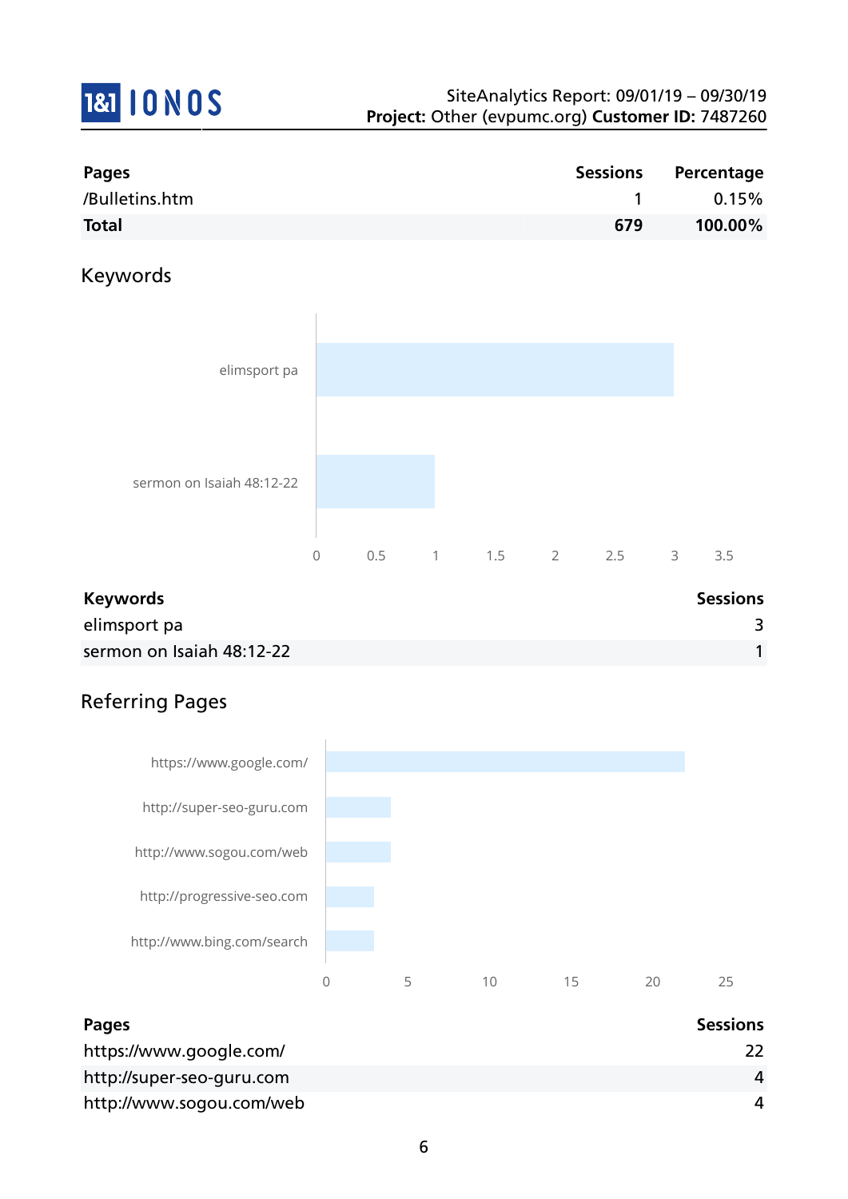| Pages | Sessions | Percentage |
|---|---|---|
| /Bulletins.htm | 1 | 0.15% |
| **Total** | **679** | **100.00%** |

## Keywords

| Keywords | Sessions |
|---|---|
| elimsport pa | 3 |
| sermon on Isaiah 48:12-22 | 1 |

## Referring Pages

| Pages | Sessions |
|---|---|
| https://www.google.com/ | 22 |
| http://super-seo-guru.com | 4 |
| http://www.sogou.com/web | 4 |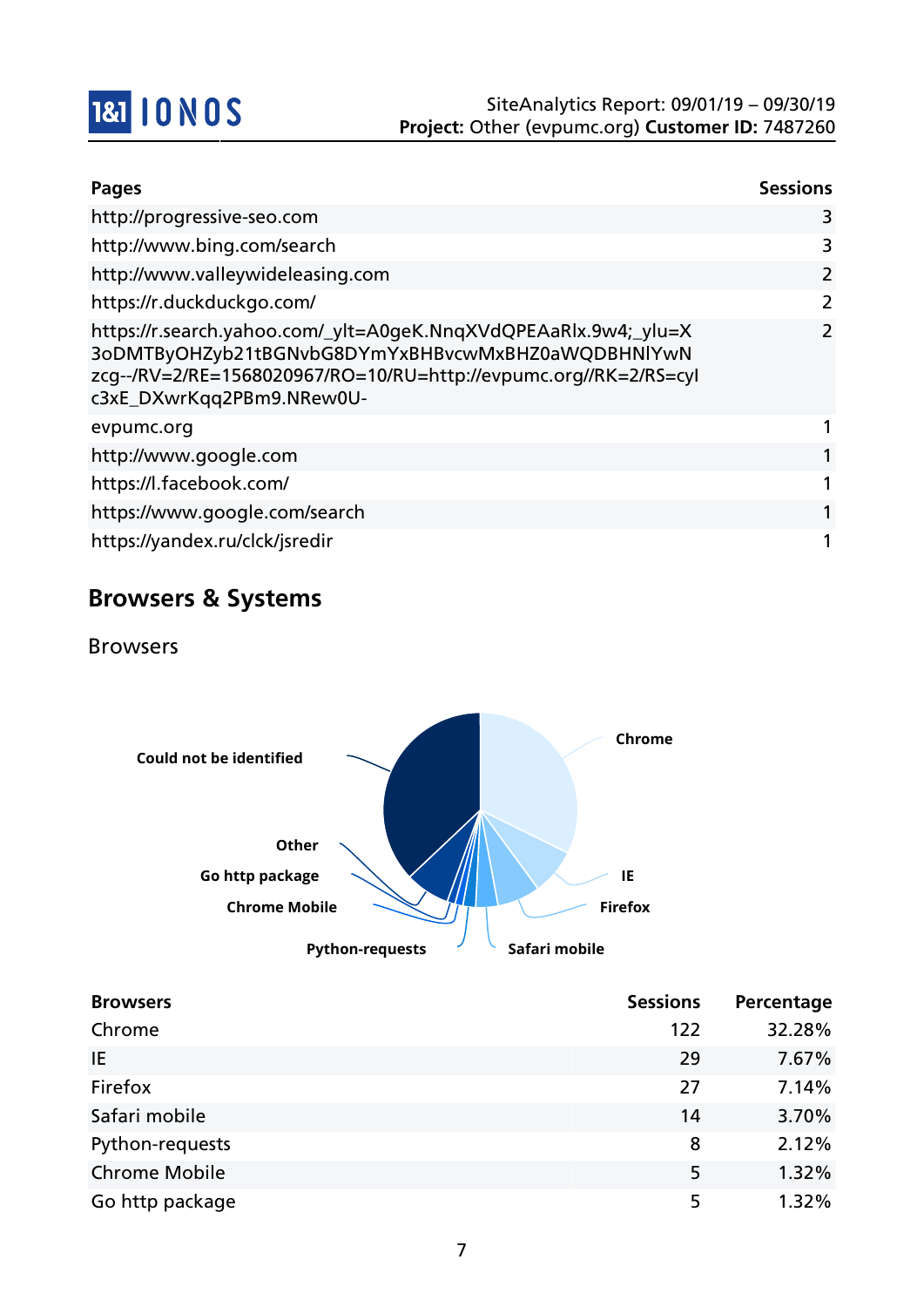| Pages | Sessions |
|---|---|
| http://progressive-seo.com | 3 |
| http://www.bing.com/search | 3 |
| http://www.valleywideleasing.com | 2 |
| https://r.duckduckgo.com/ | 2 |
| https://r.search.yahoo.com/_ylt=A0geK.NnqXVdQPEAaRlx.9w4;_ylu=X3oDMTByOHZyb21tBGNvbG8DYmYxBHBvcwMxBHZ0aWQDBHNlYwNzcg--/RV=2/RE=1568020967/RO=10/RU=http://evpumc.org//RK=2/RS=cylc3xE_DXwrKqq2PBm9.NRew0U- | 2 |
| evpumc.org | 1 |
| http://www.google.com | 1 |
| https://l.facebook.com/ | 1 |
| https://www.google.com/search | 1 |
| https://yandex.ru/clck/jsredir | 1 |

## Browsers & Systems

### Browsers

| Browsers | Sessions | Percentage |
|---|---|---|
| Chrome | 122 | 32.28% |
| IE | 29 | 7.67% |
| Firefox | 27 | 7.14% |
| Safari mobile | 14 | 3.70% |
| Python-requests | 8 | 2.12% |
| Chrome Mobile | 5 | 1.32% |
| Go http package | 5 | 1.32% |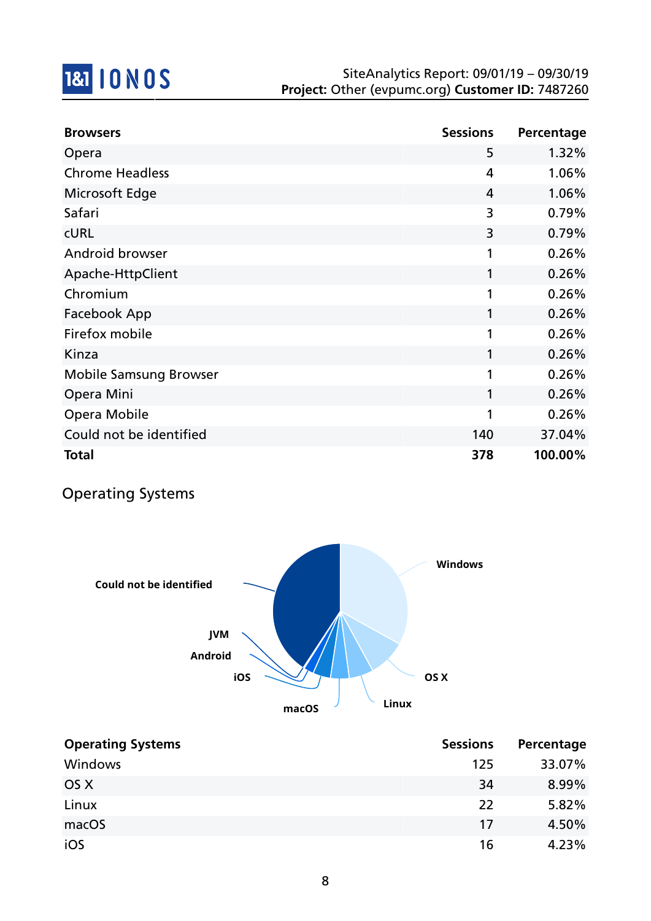| Browsers | Sessions | Percentage |
|---|---|---|
| Opera | 5 | 1.32% |
| Chrome Headless | 4 | 1.06% |
| Microsoft Edge | 4 | 1.06% |
| Safari | 3 | 0.79% |
| cURL | 3 | 0.79% |
| Android browser | 1 | 0.26% |
| Apache-HttpClient | 1 | 0.26% |
| Chromium | 1 | 0.26% |
| Facebook App | 1 | 0.26% |
| Firefox mobile | 1 | 0.26% |
| Kinza | 1 | 0.26% |
| Mobile Samsung Browser | 1 | 0.26% |
| Opera Mini | 1 | 0.26% |
| Opera Mobile | 1 | 0.26% |
| Could not be identified | 140 | 37.04% |
| **Total** | **378** | **100.00%** |

## Operating Systems

| Operating Systems | Sessions | Percentage |
|---|---|---|
| Windows | 125 | 33.07% |
| OS X | 34 | 8.99% |
| Linux | 22 | 5.82% |
| macOS | 17 | 4.50% |
| iOS | 16 | 4.23% |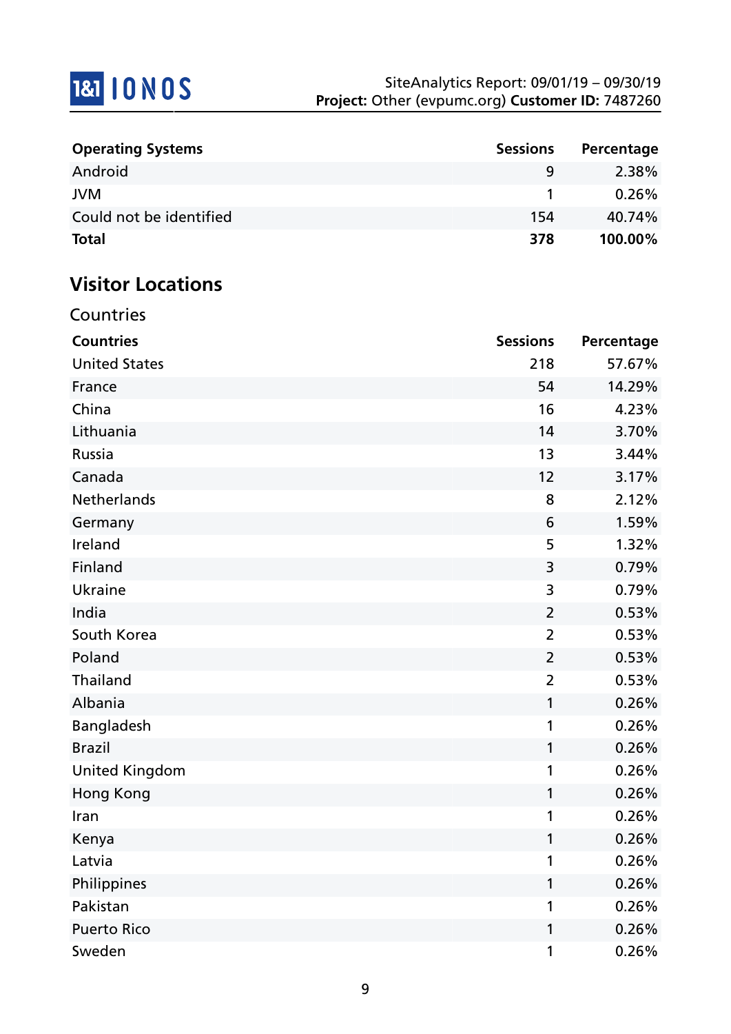| Operating Systems | Sessions | Percentage |
|---|---|---|
| Android | 9 | 2.38% |
| JVM | 1 | 0.26% |
| Could not be identified | 154 | 40.74% |
| **Total** | **378** | **100.00%** |

## Visitor Locations

### Countries

| Countries | Sessions | Percentage |
|---|---|---|
| United States | 218 | 57.67% |
| France | 54 | 14.29% |
| China | 16 | 4.23% |
| Lithuania | 14 | 3.70% |
| Russia | 13 | 3.44% |
| Canada | 12 | 3.17% |
| Netherlands | 8 | 2.12% |
| Germany | 6 | 1.59% |
| Ireland | 5 | 1.32% |
| Finland | 3 | 0.79% |
| Ukraine | 3 | 0.79% |
| India | 2 | 0.53% |
| South Korea | 2 | 0.53% |
| Poland | 2 | 0.53% |
| Thailand | 2 | 0.53% |
| Albania | 1 | 0.26% |
| Bangladesh | 1 | 0.26% |
| Brazil | 1 | 0.26% |
| United Kingdom | 1 | 0.26% |
| Hong Kong | 1 | 0.26% |
| Iran | 1 | 0.26% |
| Kenya | 1 | 0.26% |
| Latvia | 1 | 0.26% |
| Philippines | 1 | 0.26% |
| Pakistan | 1 | 0.26% |
| Puerto Rico | 1 | 0.26% |
| Sweden | 1 | 0.26% |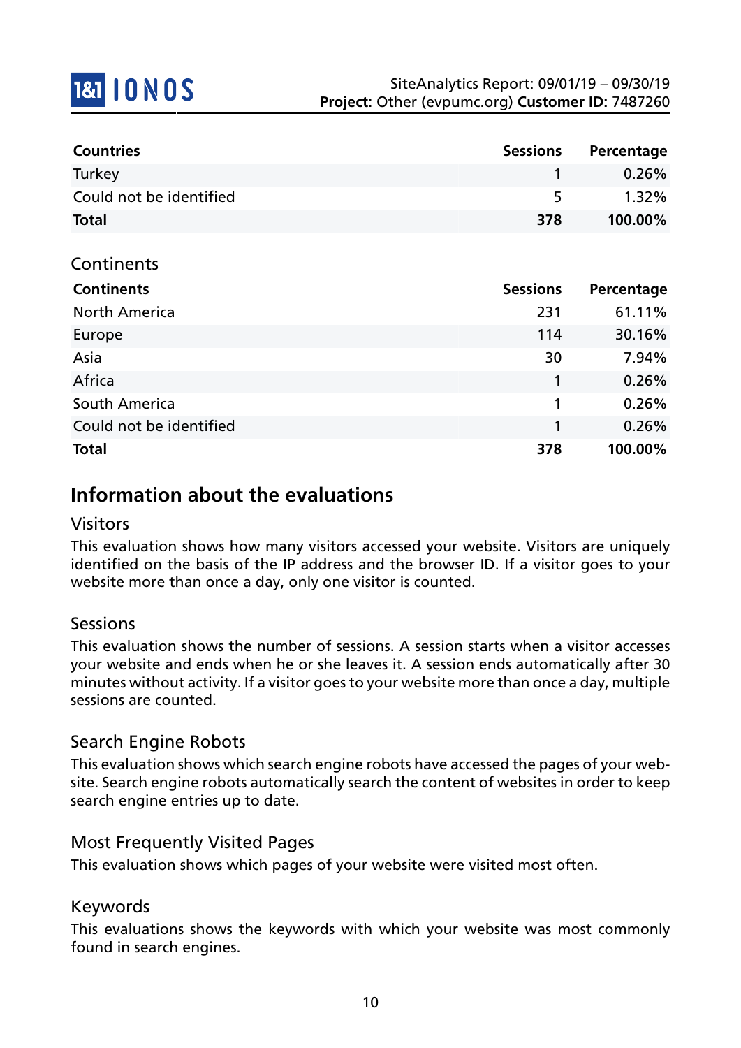| Countries | Sessions | Percentage |
|---|---|---|
| Turkey | 1 | 0.26% |
| Could not be identified | 5 | 1.32% |
| **Total** | **378** | **100.00%** |

### Continents

| Continents | Sessions | Percentage |
|---|---|---|
| North America | 231 | 61.11% |
| Europe | 114 | 30.16% |
| Asia | 30 | 7.94% |
| Africa | 1 | 0.26% |
| South America | 1 | 0.26% |
| Could not be identified | 1 | 0.26% |
| **Total** | **378** | **100.00%** |

## Information about the evaluations

### Visitors

This evaluation shows how many visitors accessed your website. Visitors are uniquely identified on the basis of the IP address and the browser ID. If a visitor goes to your website more than once a day, only one visitor is counted.

### Sessions

This evaluation shows the number of sessions. A session starts when a visitor accesses your website and ends when he or she leaves it. A session ends automatically after 30 minutes without activity. If a visitor goes to your website more than once a day, multiple sessions are counted.

### Search Engine Robots

This evaluation shows which search engine robots have accessed the pages of your website. Search engine robots automatically search the content of websites in order to keep search engine entries up to date.

### Most Frequently Visited Pages

This evaluation shows which pages of your website were visited most often.

### Keywords

This evaluations shows the keywords with which your website was most commonly found in search engines.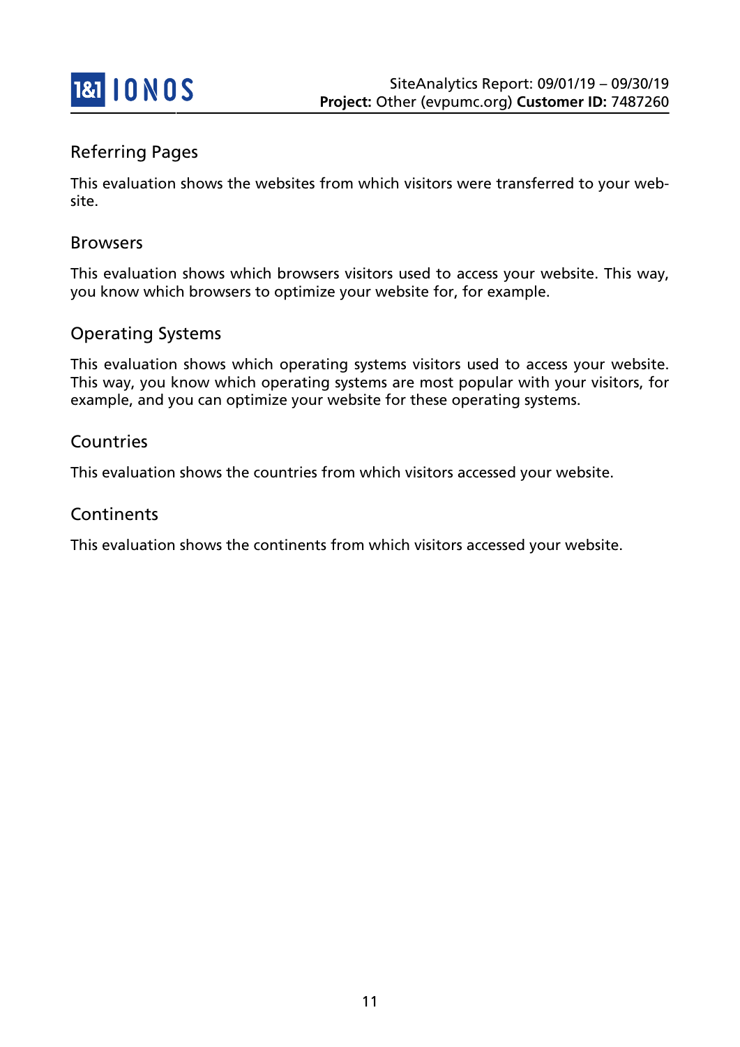## Referring Pages

This evaluation shows the websites from which visitors were transferred to your website.

## Browsers

This evaluation shows which browsers visitors used to access your website. This way, you know which browsers to optimize your website for, for example.

## Operating Systems

This evaluation shows which operating systems visitors used to access your website. This way, you know which operating systems are most popular with your visitors, for example, and you can optimize your website for these operating systems.

## Countries

This evaluation shows the countries from which visitors accessed your website.

## Continents

This evaluation shows the continents from which visitors accessed your website.